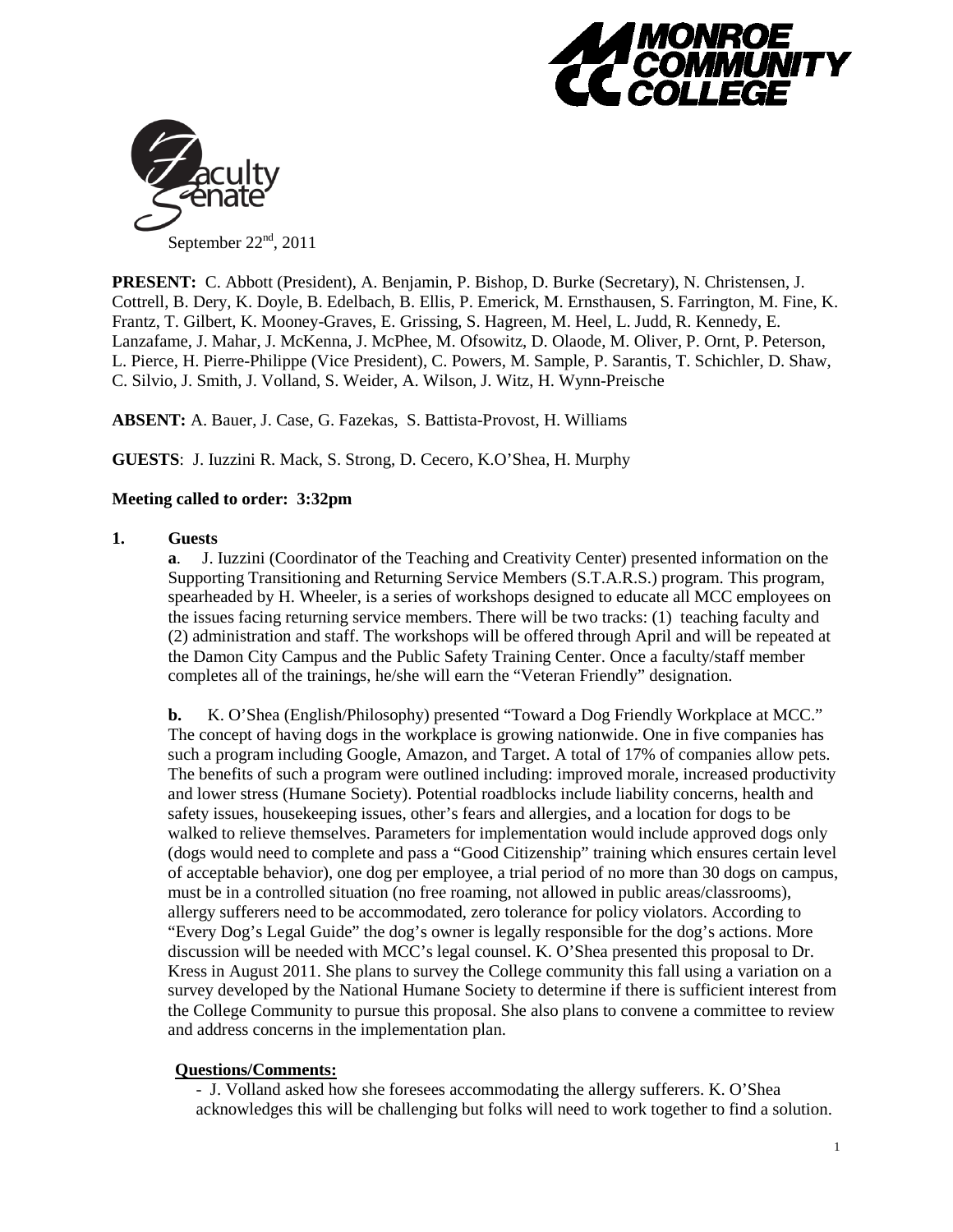# Faculty Senate

September 22nd, 2011

**PRESENT:** C. Abbott (President), A. Benjamin, P. Bishop, D. Burke (Secretary), N. Christensen, J. Cottrell, B. Dery, K. Doyle, B. Edelbach, B. Ellis, P. Emerick, M. Ernsthausen, S. Farrington, M. Fine, K. Frantz, T. Gilbert, K. Mooney-Graves, E. Grissing, S. Hagreen, M. Heel, L. Judd, R. Kennedy, E. Lanzafame, J. Mahar, J. McKenna, J. McPhee, M. Ofsowitz, D. Olaode, M. Oliver, P. Ornt, P. Peterson, L. Pierce, H. Pierre-Philippe (Vice President), C. Powers, M. Sample, P. Sarantis, T. Schichler, D. Shaw, C. Silvio, J. Smith, J. Volland, S. Weider, A. Wilson, J. Witz, H. Wynn-Preische

**ABSENT:** A. Bauer, J. Case, G. Fazekas, S. Battista-Provost, H. Williams

**GUESTS**: J. Iuzzini R. Mack, S. Strong, D. Cecero, K.O'Shea, H. Murphy

**Meeting called to order: 3:32pm**

**1. Guests**

**a**. J. Iuzzini (Coordinator of the Teaching and Creativity Center) presented information on the Supporting Transitioning and Returning Service Members (S.T.A.R.S.) program. This program, spearheaded by H. Wheeler, is a series of workshops designed to educate all MCC employees on the issues facing returning service members. There will be two tracks: (1) teaching faculty and (2) administration and staff. The workshops will be offered through April and will be repeated at the Damon City Campus and the Public Safety Training Center. Once a faculty/staff member completes all of the trainings, he/she will earn the "Veteran Friendly" designation.

**b.** K. O'Shea (English/Philosophy) presented "Toward a Dog Friendly Workplace at MCC." The concept of having dogs in the workplace is growing nationwide. One in five companies has such a program including Google, Amazon, and Target. A total of 17% of companies allow pets. The benefits of such a program were outlined including: improved morale, increased productivity and lower stress (Humane Society). Potential roadblocks include liability concerns, health and safety issues, housekeeping issues, other's fears and allergies, and a location for dogs to be walked to relieve themselves. Parameters for implementation would include approved dogs only (dogs would need to complete and pass a "Good Citizenship" training which ensures certain level of acceptable behavior), one dog per employee, a trial period of no more than 30 dogs on campus, must be in a controlled situation (no free roaming, not allowed in public areas/classrooms), allergy sufferers need to be accommodated, zero tolerance for policy violators. According to "Every Dog's Legal Guide" the dog's owner is legally responsible for the dog's actions. More discussion will be needed with MCC's legal counsel. K. O'Shea presented this proposal to Dr. Kress in August 2011. She plans to survey the College community this fall using a variation on a survey developed by the National Humane Society to determine if there is sufficient interest from the College Community to pursue this proposal. She also plans to convene a committee to review and address concerns in the implementation plan.

**Questions/Comments:**

- J. Volland asked how she foresees accommodating the allergy sufferers. K. O'Shea acknowledges this will be challenging but folks will need to work together to find a solution.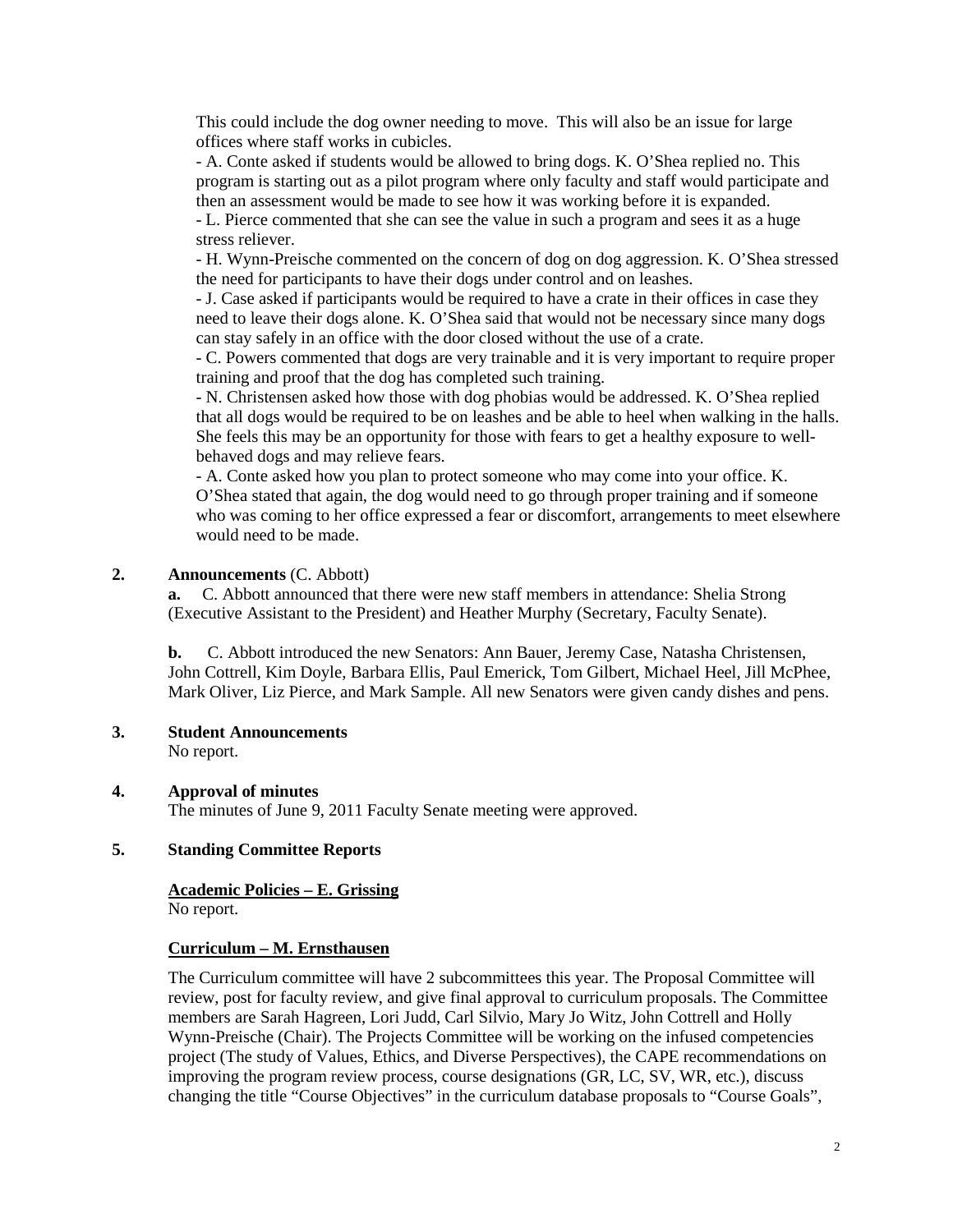This could include the dog owner needing to move. This will also be an issue for large offices where staff works in cubicles.

- A. Conte asked if students would be allowed to bring dogs. K. O'Shea replied no. This program is starting out as a pilot program where only faculty and staff would participate and then an assessment would be made to see how it was working before it is expanded.
- L. Pierce commented that she can see the value in such a program and sees it as a huge stress reliever.
- H. Wynn-Preische commented on the concern of dog on dog aggression. K. O'Shea stressed the need for participants to have their dogs under control and on leashes.
- J. Case asked if participants would be required to have a crate in their offices in case they need to leave their dogs alone. K. O'Shea said that would not be necessary since many dogs can stay safely in an office with the door closed without the use of a crate.
- C. Powers commented that dogs are very trainable and it is very important to require proper training and proof that the dog has completed such training.
- N. Christensen asked how those with dog phobias would be addressed. K. O'Shea replied that all dogs would be required to be on leashes and be able to heel when walking in the halls. She feels this may be an opportunity for those with fears to get a healthy exposure to well-behaved dogs and may relieve fears.
- A. Conte asked how you plan to protect someone who may come into your office. K. O'Shea stated that again, the dog would need to go through proper training and if someone who was coming to her office expressed a fear or discomfort, arrangements to meet elsewhere would need to be made.

**2. Announcements** (C. Abbott)

**a.** C. Abbott announced that there were new staff members in attendance: Shelia Strong (Executive Assistant to the President) and Heather Murphy (Secretary, Faculty Senate).

**b.** C. Abbott introduced the new Senators: Ann Bauer, Jeremy Case, Natasha Christensen, John Cottrell, Kim Doyle, Barbara Ellis, Paul Emerick, Tom Gilbert, Michael Heel, Jill McPhee, Mark Oliver, Liz Pierce, and Mark Sample. All new Senators were given candy dishes and pens.

**3. Student Announcements**

No report.

**4. Approval of minutes**

The minutes of June 9, 2011 Faculty Senate meeting were approved.

**5. Standing Committee Reports**

**Academic Policies – E. Grissing**

No report.

**Curriculum – M. Ernsthausen**

The Curriculum committee will have 2 subcommittees this year. The Proposal Committee will review, post for faculty review, and give final approval to curriculum proposals. The Committee members are Sarah Hagreen, Lori Judd, Carl Silvio, Mary Jo Witz, John Cottrell and Holly Wynn-Preische (Chair). The Projects Committee will be working on the infused competencies project (The study of Values, Ethics, and Diverse Perspectives), the CAPE recommendations on improving the program review process, course designations (GR, LC, SV, WR, etc.), discuss changing the title "Course Objectives" in the curriculum database proposals to "Course Goals",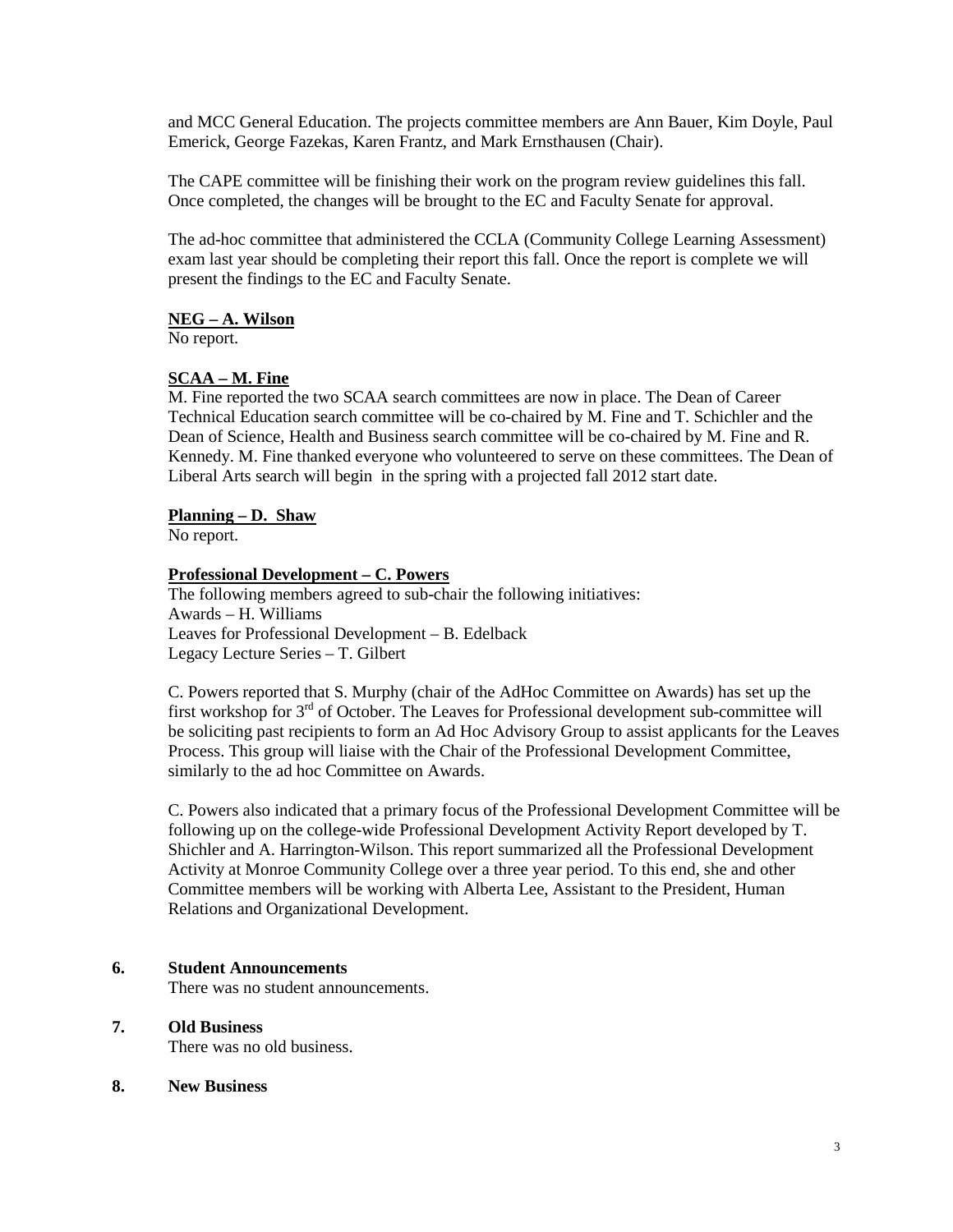and MCC General Education. The projects committee members are Ann Bauer, Kim Doyle, Paul Emerick, George Fazekas, Karen Frantz, and Mark Ernsthausen (Chair).

The CAPE committee will be finishing their work on the program review guidelines this fall. Once completed, the changes will be brought to the EC and Faculty Senate for approval.

The ad-hoc committee that administered the CCLA (Community College Learning Assessment) exam last year should be completing their report this fall. Once the report is complete we will present the findings to the EC and Faculty Senate.

**NEG – A. Wilson**

No report.

**SCAA – M. Fine**

M. Fine reported the two SCAA search committees are now in place. The Dean of Career Technical Education search committee will be co-chaired by M. Fine and T. Schichler and the Dean of Science, Health and Business search committee will be co-chaired by M. Fine and R. Kennedy. M. Fine thanked everyone who volunteered to serve on these committees. The Dean of Liberal Arts search will begin in the spring with a projected fall 2012 start date.

**Planning – D. Shaw**

No report.

**Professional Development – C. Powers**

The following members agreed to sub-chair the following initiatives:
Awards – H. Williams
Leaves for Professional Development – B. Edelback
Legacy Lecture Series – T. Gilbert

C. Powers reported that S. Murphy (chair of the AdHoc Committee on Awards) has set up the first workshop for 3rd of October. The Leaves for Professional development sub-committee will be soliciting past recipients to form an Ad Hoc Advisory Group to assist applicants for the Leaves Process. This group will liaise with the Chair of the Professional Development Committee, similarly to the ad hoc Committee on Awards.

C. Powers also indicated that a primary focus of the Professional Development Committee will be following up on the college-wide Professional Development Activity Report developed by T. Shichler and A. Harrington-Wilson. This report summarized all the Professional Development Activity at Monroe Community College over a three year period. To this end, she and other Committee members will be working with Alberta Lee, Assistant to the President, Human Relations and Organizational Development.

**6. Student Announcements**

There was no student announcements.

**7. Old Business**

There was no old business.

**8. New Business**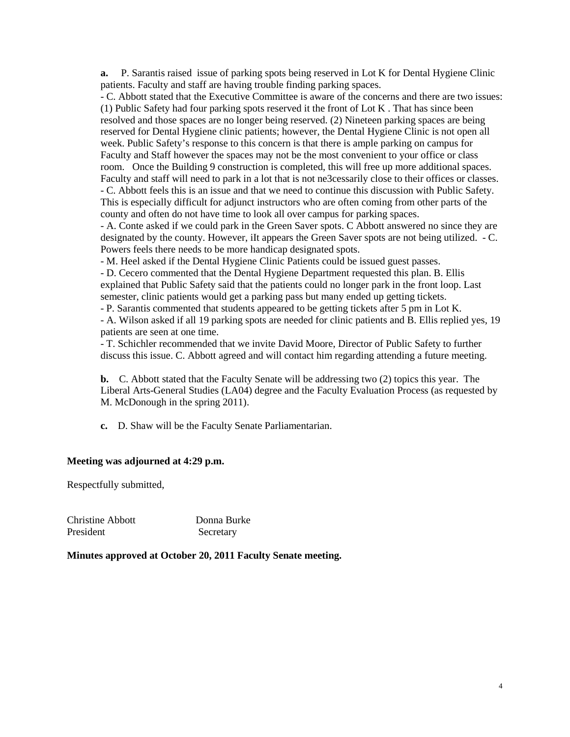**a.** P. Sarantis raised issue of parking spots being reserved in Lot K for Dental Hygiene Clinic patients. Faculty and staff are having trouble finding parking spaces.

- C. Abbott stated that the Executive Committee is aware of the concerns and there are two issues: (1) Public Safety had four parking spots reserved it the front of Lot K . That has since been resolved and those spaces are no longer being reserved. (2) Nineteen parking spaces are being reserved for Dental Hygiene clinic patients; however, the Dental Hygiene Clinic is not open all week. Public Safety's response to this concern is that there is ample parking on campus for Faculty and Staff however the spaces may not be the most convenient to your office or class room. Once the Building 9 construction is completed, this will free up more additional spaces. Faculty and staff will need to park in a lot that is not ne3cessarily close to their offices or classes.
- C. Abbott feels this is an issue and that we need to continue this discussion with Public Safety. This is especially difficult for adjunct instructors who are often coming from other parts of the county and often do not have time to look all over campus for parking spaces.
- A. Conte asked if we could park in the Green Saver spots. C Abbott answered no since they are designated by the county. However, iIt appears the Green Saver spots are not being utilized. - C. Powers feels there needs to be more handicap designated spots.
- M. Heel asked if the Dental Hygiene Clinic Patients could be issued guest passes.
- D. Cecero commented that the Dental Hygiene Department requested this plan. B. Ellis explained that Public Safety said that the patients could no longer park in the front loop. Last semester, clinic patients would get a parking pass but many ended up getting tickets.
- P. Sarantis commented that students appeared to be getting tickets after 5 pm in Lot K.
- A. Wilson asked if all 19 parking spots are needed for clinic patients and B. Ellis replied yes, 19 patients are seen at one time.
- T. Schichler recommended that we invite David Moore, Director of Public Safety to further discuss this issue. C. Abbott agreed and will contact him regarding attending a future meeting.

**b.** C. Abbott stated that the Faculty Senate will be addressing two (2) topics this year. The Liberal Arts-General Studies (LA04) degree and the Faculty Evaluation Process (as requested by M. McDonough in the spring 2011).

**c.** D. Shaw will be the Faculty Senate Parliamentarian.

**Meeting was adjourned at 4:29 p.m.**

Respectfully submitted,

Christine Abbott            Donna Burke
President                   Secretary

**Minutes approved at October 20, 2011 Faculty Senate meeting.**